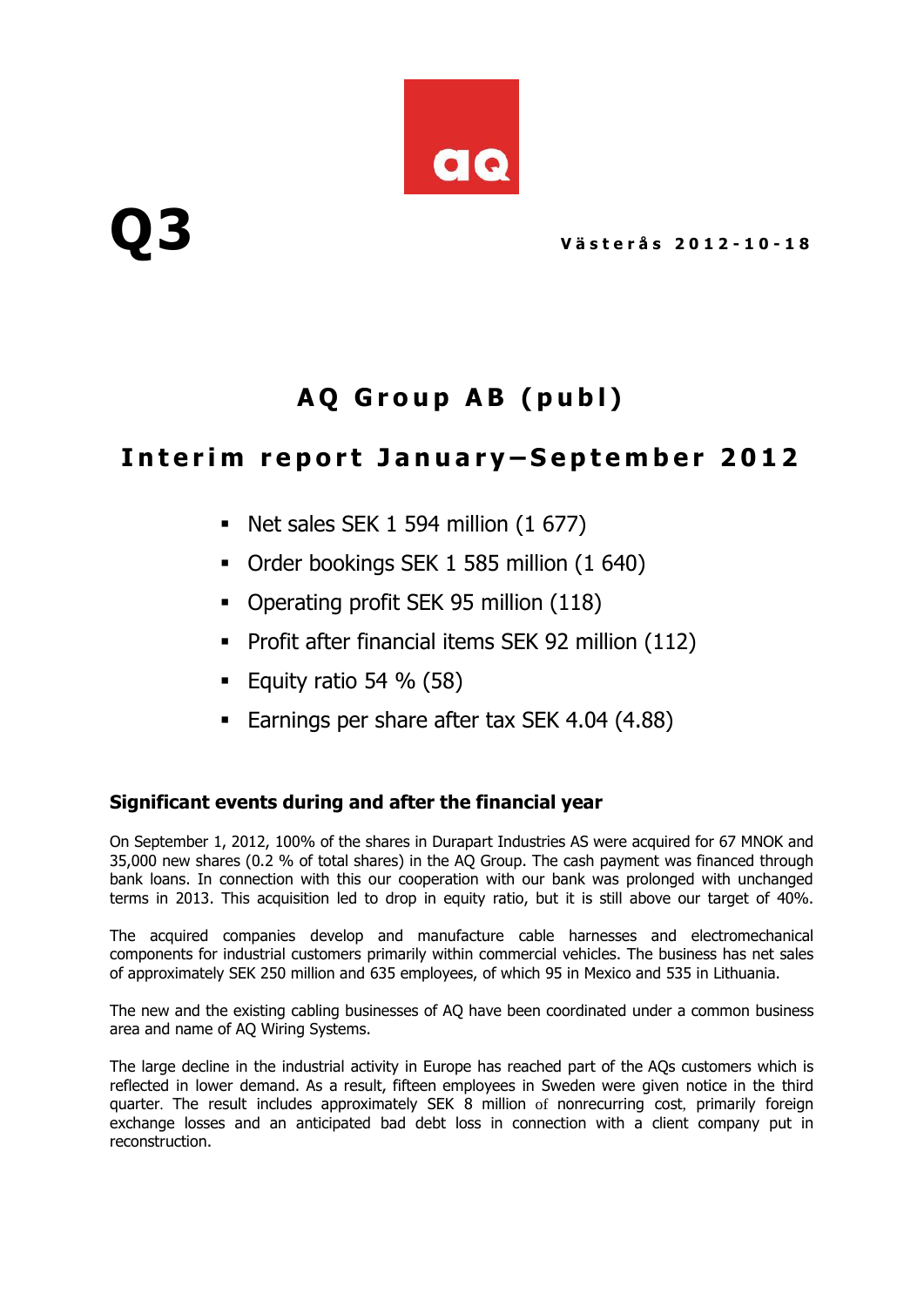# Q3

**Västerås 2012-10-18**

# AQ Group AB (publ)

## Interim report January–September 2012

- Net sales SEK 1 594 million (1 677)
- Order bookings SEK 1 585 million (1 640)
- Operating profit SEK 95 million (118)
- Profit after financial items SEK 92 million (112)
- Equity ratio 54 % (58)
- Earnings per share after tax SEK 4.04 (4.88)

### Significant events during and after the financial year

On September 1, 2012, 100% of the shares in Durapart Industries AS were acquired for 67 MNOK and 35,000 new shares (0.2 % of total shares) in the AQ Group. The cash payment was financed through bank loans. In connection with this our cooperation with our bank was prolonged with unchanged terms in 2013. This acquisition led to drop in equity ratio, but it is still above our target of 40%.

The acquired companies develop and manufacture cable harnesses and electromechanical components for industrial customers primarily within commercial vehicles. The business has net sales of approximately SEK 250 million and 635 employees, of which 95 in Mexico and 535 in Lithuania.

The new and the existing cabling businesses of AQ have been coordinated under a common business area and name of AQ Wiring Systems.

The large decline in the industrial activity in Europe has reached part of the AQs customers which is reflected in lower demand. As a result, fifteen employees in Sweden were given notice in the third quarter. The result includes approximately SEK 8 million of nonrecurring cost, primarily foreign exchange losses and an anticipated bad debt loss in connection with a client company put in reconstruction.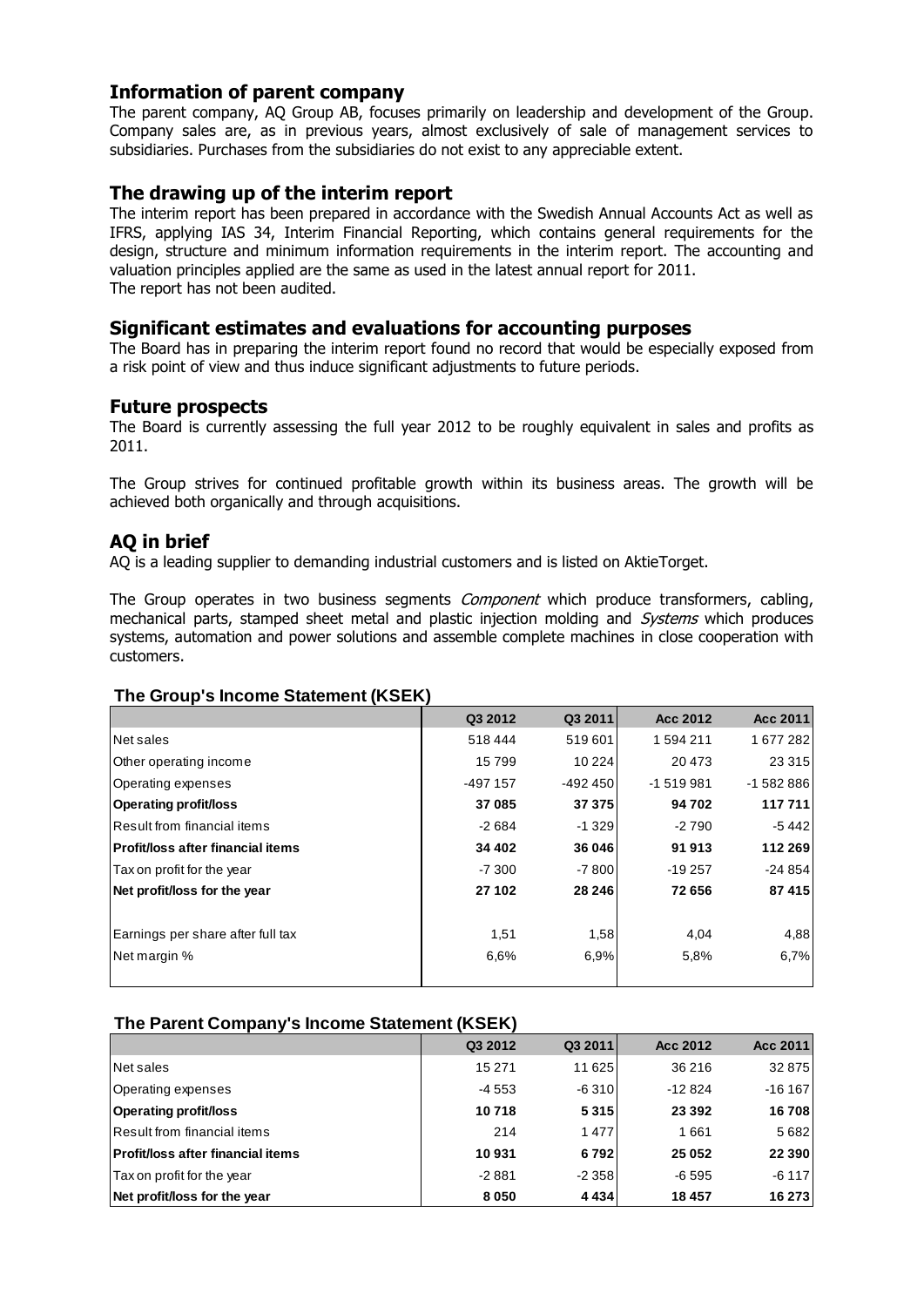## Information of parent company

The parent company, AQ Group AB, focuses primarily on leadership and development of the Group. Company sales are, as in previous years, almost exclusively of sale of management services to subsidiaries. Purchases from the subsidiaries do not exist to any appreciable extent.

## The drawing up of the interim report

The interim report has been prepared in accordance with the Swedish Annual Accounts Act as well as IFRS, applying IAS 34, Interim Financial Reporting, which contains general requirements for the design, structure and minimum information requirements in the interim report. The accounting and valuation principles applied are the same as used in the latest annual report for 2011.
The report has not been audited.

## Significant estimates and evaluations for accounting purposes

The Board has in preparing the interim report found no record that would be especially exposed from a risk point of view and thus induce significant adjustments to future periods.

## Future prospects

The Board is currently assessing the full year 2012 to be roughly equivalent in sales and profits as 2011.

The Group strives for continued profitable growth within its business areas. The growth will be achieved both organically and through acquisitions.

## AQ in brief

AQ is a leading supplier to demanding industrial customers and is listed on AktieTorget.

The Group operates in two business segments *Component* which produce transformers, cabling, mechanical parts, stamped sheet metal and plastic injection molding and *Systems* which produces systems, automation and power solutions and assemble complete machines in close cooperation with customers.

### The Group's Income Statement (KSEK)

| | Q3 2012 | Q3 2011 | Acc 2012 | Acc 2011 |
|---|---|---|---|---|
| Net sales | 518 444 | 519 601 | 1 594 211 | 1 677 282 |
| Other operating income | 15 799 | 10 224 | 20 473 | 23 315 |
| Operating expenses | -497 157 | -492 450 | -1 519 981 | -1 582 886 |
| **Operating profit/loss** | **37 085** | **37 375** | **94 702** | **117 711** |
| Result from financial items | -2 684 | -1 329 | -2 790 | -5 442 |
| **Profit/loss after financial items** | **34 402** | **36 046** | **91 913** | **112 269** |
| Tax on profit for the year | -7 300 | -7 800 | -19 257 | -24 854 |
| **Net profit/loss for the year** | **27 102** | **28 246** | **72 656** | **87 415** |
| Earnings per share after full tax | 1,51 | 1,58 | 4,04 | 4,88 |
| Net margin % | 6,6% | 6,9% | 5,8% | 6,7% |

### The Parent Company's Income Statement (KSEK)

| | Q3 2012 | Q3 2011 | Acc 2012 | Acc 2011 |
|---|---|---|---|---|
| Net sales | 15 271 | 11 625 | 36 216 | 32 875 |
| Operating expenses | -4 553 | -6 310 | -12 824 | -16 167 |
| **Operating profit/loss** | **10 718** | **5 315** | **23 392** | **16 708** |
| Result from financial items | 214 | 1 477 | 1 661 | 5 682 |
| **Profit/loss after financial items** | **10 931** | **6 792** | **25 052** | **22 390** |
| Tax on profit for the year | -2 881 | -2 358 | -6 595 | -6 117 |
| **Net profit/loss for the year** | **8 050** | **4 434** | **18 457** | **16 273** |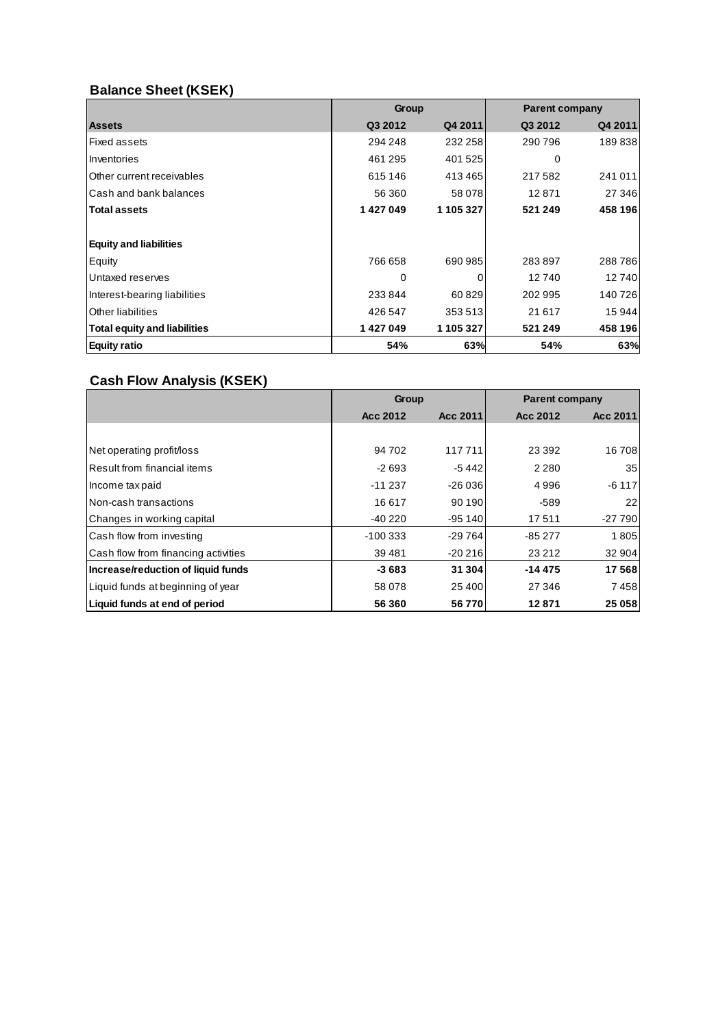## Balance Sheet (KSEK)

| | Group | | Parent company | |
|---|---|---|---|---|
| **Assets** | **Q3 2012** | **Q4 2011** | **Q3 2012** | **Q4 2011** |
| Fixed assets | 294 248 | 232 258 | 290 796 | 189 838 |
| Inventories | 461 295 | 401 525 | 0 | |
| Other current receivables | 615 146 | 413 465 | 217 582 | 241 011 |
| Cash and bank balances | 56 360 | 58 078 | 12 871 | 27 346 |
| **Total assets** | **1 427 049** | **1 105 327** | **521 249** | **458 196** |
| | | | | |
| **Equity and liabilities** | | | | |
| Equity | 766 658 | 690 985 | 283 897 | 288 786 |
| Untaxed reserves | 0 | 0 | 12 740 | 12 740 |
| Interest-bearing liabilities | 233 844 | 60 829 | 202 995 | 140 726 |
| Other liabilities | 426 547 | 353 513 | 21 617 | 15 944 |
| **Total equity and liabilities** | **1 427 049** | **1 105 327** | **521 249** | **458 196** |
| **Equity ratio** | **54%** | **63%** | **54%** | **63%** |

## Cash Flow Analysis (KSEK)

| | Group | | Parent company | |
|---|---|---|---|---|
| | **Acc 2012** | **Acc 2011** | **Acc 2012** | **Acc 2011** |
| Net operating profit/loss | 94 702 | 117 711 | 23 392 | 16 708 |
| Result from financial items | -2 693 | -5 442 | 2 280 | 35 |
| Income tax paid | -11 237 | -26 036 | 4 996 | -6 117 |
| Non-cash transactions | 16 617 | 90 190 | -589 | 22 |
| Changes in working capital | -40 220 | -95 140 | 17 511 | -27 790 |
| Cash flow from investing | -100 333 | -29 764 | -85 277 | 1 805 |
| Cash flow from financing activities | 39 481 | -20 216 | 23 212 | 32 904 |
| **Increase/reduction of liquid funds** | **-3 683** | **31 304** | **-14 475** | **17 568** |
| Liquid funds at beginning of year | 58 078 | 25 400 | 27 346 | 7 458 |
| **Liquid funds at end of period** | **56 360** | **56 770** | **12 871** | **25 058** |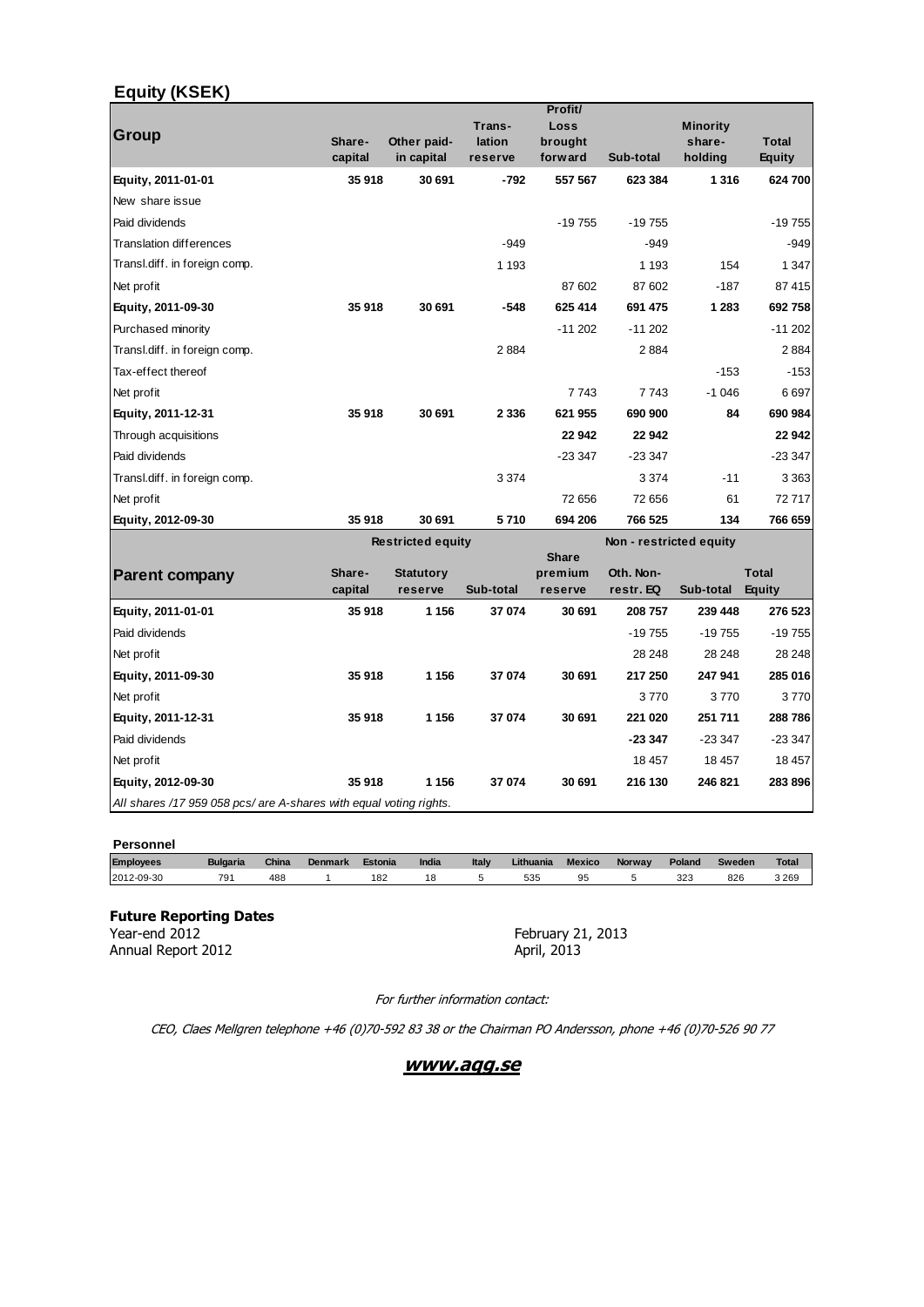## Equity (KSEK)

| Group | Share-capital | Other paid-in capital | Trans-lation reserve | Profit/ Loss brought forward | Sub-total | Minority share-holding | Total Equity |
|---|---|---|---|---|---|---|---|
| **Equity, 2011-01-01** | **35 918** | **30 691** | **-792** | **557 567** | **623 384** | **1 316** | **624 700** |
| New share issue | | | | | | | |
| Paid dividends | | | | -19 755 | -19 755 | | -19 755 |
| Translation differences | | | -949 | | -949 | | -949 |
| Transl.diff. in foreign comp. | | | 1 193 | | 1 193 | 154 | 1 347 |
| Net profit | | | | 87 602 | 87 602 | -187 | 87 415 |
| **Equity, 2011-09-30** | **35 918** | **30 691** | **-548** | **625 414** | **691 475** | **1 283** | **692 758** |
| Purchased minority | | | | -11 202 | -11 202 | | -11 202 |
| Transl.diff. in foreign comp. | | | 2 884 | | 2 884 | | 2 884 |
| Tax-effect thereof | | | | | | -153 | -153 |
| Net profit | | | | 7 743 | 7 743 | -1 046 | 6 697 |
| **Equity, 2011-12-31** | **35 918** | **30 691** | **2 336** | **621 955** | **690 900** | **84** | **690 984** |
| Through acquisitions | | | | **22 942** | **22 942** | | **22 942** |
| Paid dividends | | | | -23 347 | -23 347 | | -23 347 |
| Transl.diff. in foreign comp. | | | 3 374 | | 3 374 | -11 | 3 363 |
| Net profit | | | | 72 656 | 72 656 | 61 | 72 717 |
| **Equity, 2012-09-30** | **35 918** | **30 691** | **5 710** | **694 206** | **766 525** | **134** | **766 659** |

| Parent company | Restricted equity | | | Non - restricted equity | | | |
|---|---|---|---|---|---|---|---|
| | Share-capital | Statutory reserve | Sub-total | Share premium reserve | Oth. Non-restr. EQ | Sub-total | Total Equity |
| **Equity, 2011-01-01** | **35 918** | **1 156** | **37 074** | **30 691** | **208 757** | **239 448** | **276 523** |
| Paid dividends | | | | | -19 755 | -19 755 | -19 755 |
| Net profit | | | | | 28 248 | 28 248 | 28 248 |
| **Equity, 2011-09-30** | **35 918** | **1 156** | **37 074** | **30 691** | **217 250** | **247 941** | **285 016** |
| Net profit | | | | | 3 770 | 3 770 | 3 770 |
| **Equity, 2011-12-31** | **35 918** | **1 156** | **37 074** | **30 691** | **221 020** | **251 711** | **288 786** |
| Paid dividends | | | | | **-23 347** | -23 347 | -23 347 |
| Net profit | | | | | 18 457 | 18 457 | 18 457 |
| **Equity, 2012-09-30** | **35 918** | **1 156** | **37 074** | **30 691** | **216 130** | **246 821** | **283 896** |

*All shares /17 959 058 pcs/ are A-shares with equal voting rights.*

### Personnel

| Employees | Bulgaria | China | Denmark | Estonia | India | Italy | Lithuania | Mexico | Norway | Poland | Sweden | Total |
|---|---|---|---|---|---|---|---|---|---|---|---|---|
| 2012-09-30 | 791 | 488 | 1 | 182 | 18 | 5 | 535 | 95 | 5 | 323 | 826 | 3 269 |

### Future Reporting Dates

| | |
|---|---|
| Year-end 2012 | February 21, 2013 |
| Annual Report 2012 | April, 2013 |

*For further information contact:*

*CEO, Claes Mellgren telephone +46 (0)70-592 83 38 or the Chairman PO Andersson, phone +46 (0)70-526 90 77*

***www.aqg.se***